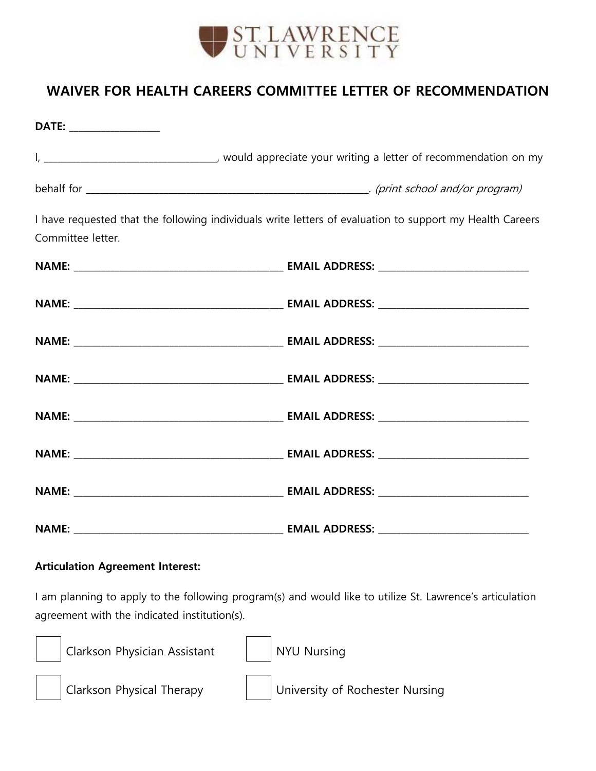ST. LAWRENCE UNIVERSITY

# WAIVER FOR HEALTH CAREERS COMMITTEE LETTER OF RECOMMENDATION

**DATE:** ___________________

I, ___________________________________, would appreciate your writing a letter of recommendation on my

behalf for ___________________________________________________________. *(print school and/or program)*

I have requested that the following individuals write letters of evaluation to support my Health Careers Committee letter.

**NAME:** ___________________________________________ **EMAIL ADDRESS:** _______________________________

**NAME:** ___________________________________________ **EMAIL ADDRESS:** _______________________________

**NAME:** ___________________________________________ **EMAIL ADDRESS:** _______________________________

**NAME:** ___________________________________________ **EMAIL ADDRESS:** _______________________________

**NAME:** ___________________________________________ **EMAIL ADDRESS:** _______________________________

**NAME:** ___________________________________________ **EMAIL ADDRESS:** _______________________________

**NAME:** ___________________________________________ **EMAIL ADDRESS:** _______________________________

**NAME:** ___________________________________________ **EMAIL ADDRESS:** _______________________________

**Articulation Agreement Interest:**

I am planning to apply to the following program(s) and would like to utilize St. Lawrence's articulation agreement with the indicated institution(s).

- ☐ Clarkson Physician Assistant
- ☐ NYU Nursing
- ☐ Clarkson Physical Therapy
- ☐ University of Rochester Nursing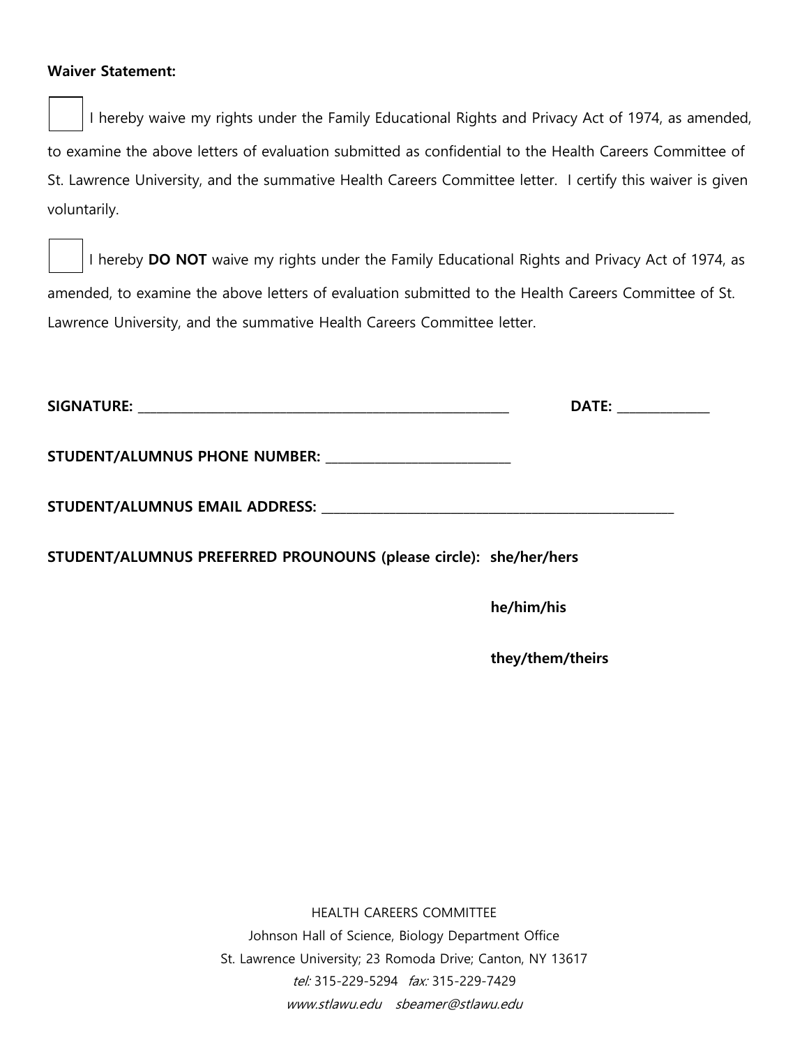**Waiver Statement:**

☐ I hereby waive my rights under the Family Educational Rights and Privacy Act of 1974, as amended, to examine the above letters of evaluation submitted as confidential to the Health Careers Committee of St. Lawrence University, and the summative Health Careers Committee letter. I certify this waiver is given voluntarily.

☐ I hereby **DO NOT** waive my rights under the Family Educational Rights and Privacy Act of 1974, as amended, to examine the above letters of evaluation submitted to the Health Careers Committee of St. Lawrence University, and the summative Health Careers Committee letter.

**SIGNATURE:** ________________________________________________ **DATE:** ____________

**STUDENT/ALUMNUS PHONE NUMBER:** ________________________

**STUDENT/ALUMNUS EMAIL ADDRESS:** ________________________________________________

**STUDENT/ALUMNUS PREFERRED PROUNOUNS (please circle):** **she/her/hers**

**he/him/his**

**they/them/theirs**

HEALTH CAREERS COMMITTEE
Johnson Hall of Science, Biology Department Office
St. Lawrence University; 23 Romoda Drive; Canton, NY 13617
*tel:* 315-229-5294 *fax:* 315-229-7429
*www.stlawu.edu sbeamer@stlawu.edu*